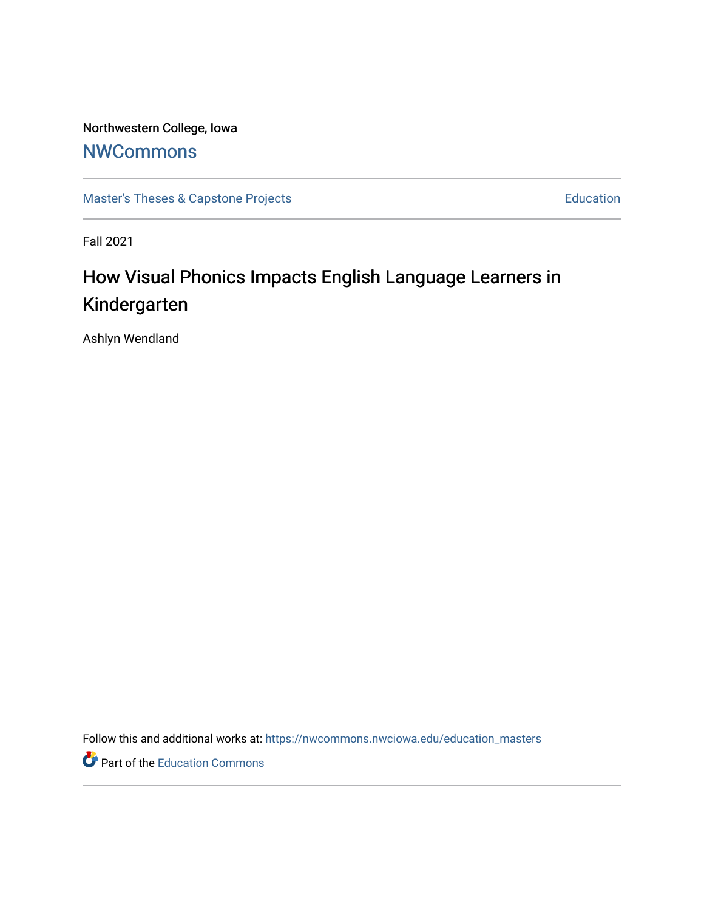Northwestern College, Iowa

NWCommons

Master's Theses & Capstone Projects

Education

Fall 2021

# How Visual Phonics Impacts English Language Learners in Kindergarten

Ashlyn Wendland

Follow this and additional works at: https://nwcommons.nwciowa.edu/education_masters

Part of the Education Commons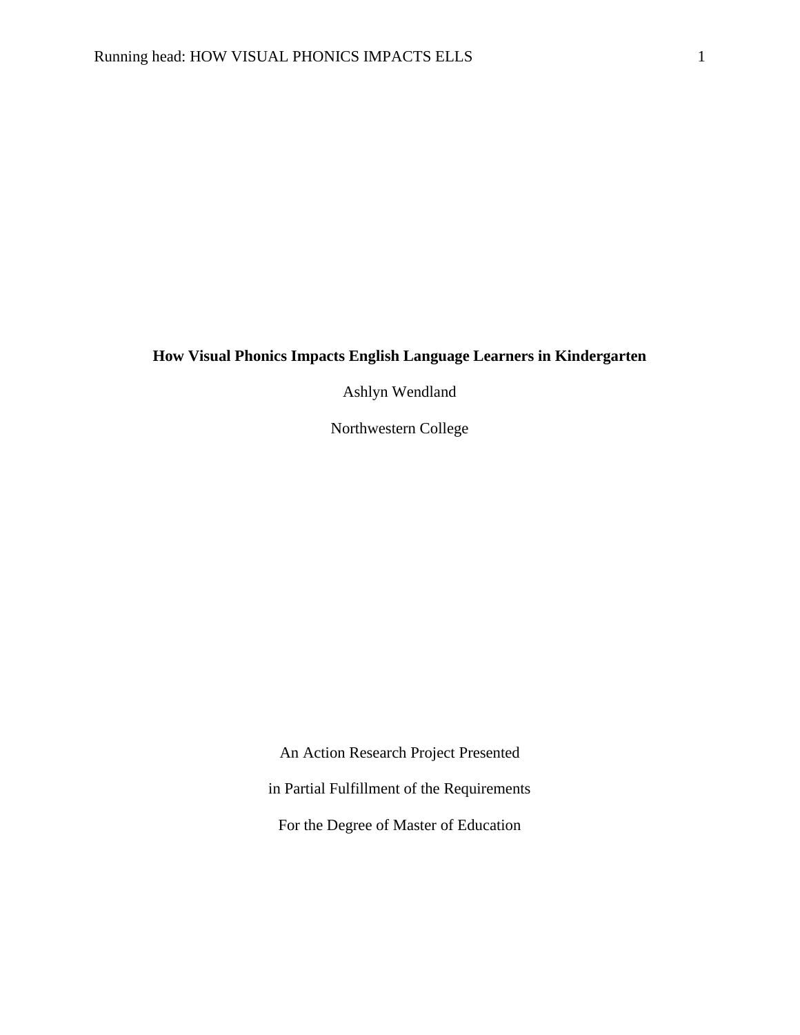**How Visual Phonics Impacts English Language Learners in Kindergarten**

Ashlyn Wendland

Northwestern College

An Action Research Project Presented

in Partial Fulfillment of the Requirements

For the Degree of Master of Education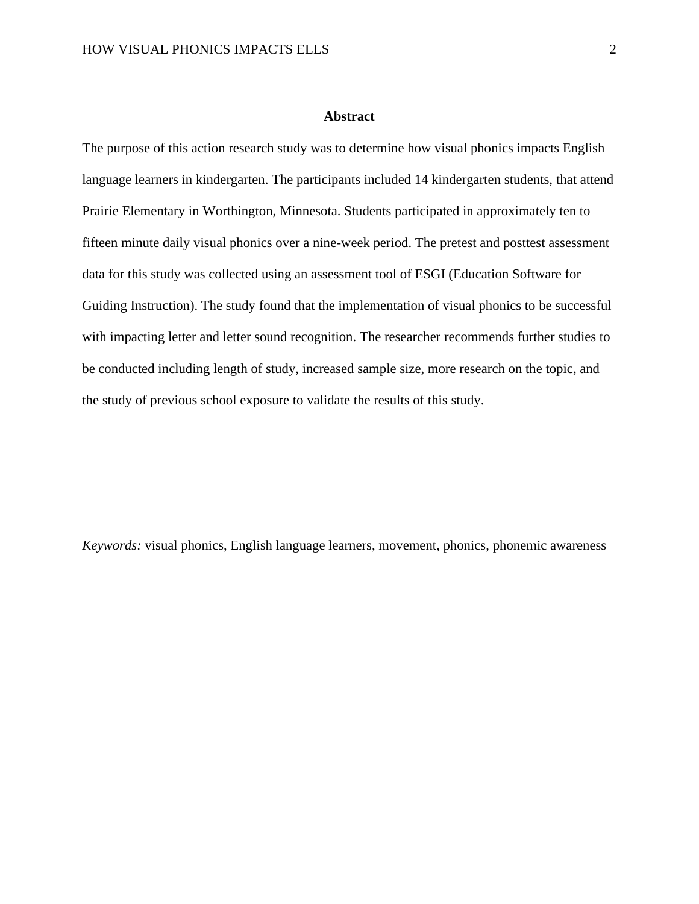## Abstract

The purpose of this action research study was to determine how visual phonics impacts English language learners in kindergarten. The participants included 14 kindergarten students, that attend Prairie Elementary in Worthington, Minnesota. Students participated in approximately ten to fifteen minute daily visual phonics over a nine-week period. The pretest and posttest assessment data for this study was collected using an assessment tool of ESGI (Education Software for Guiding Instruction). The study found that the implementation of visual phonics to be successful with impacting letter and letter sound recognition. The researcher recommends further studies to be conducted including length of study, increased sample size, more research on the topic, and the study of previous school exposure to validate the results of this study.

*Keywords:* visual phonics, English language learners, movement, phonics, phonemic awareness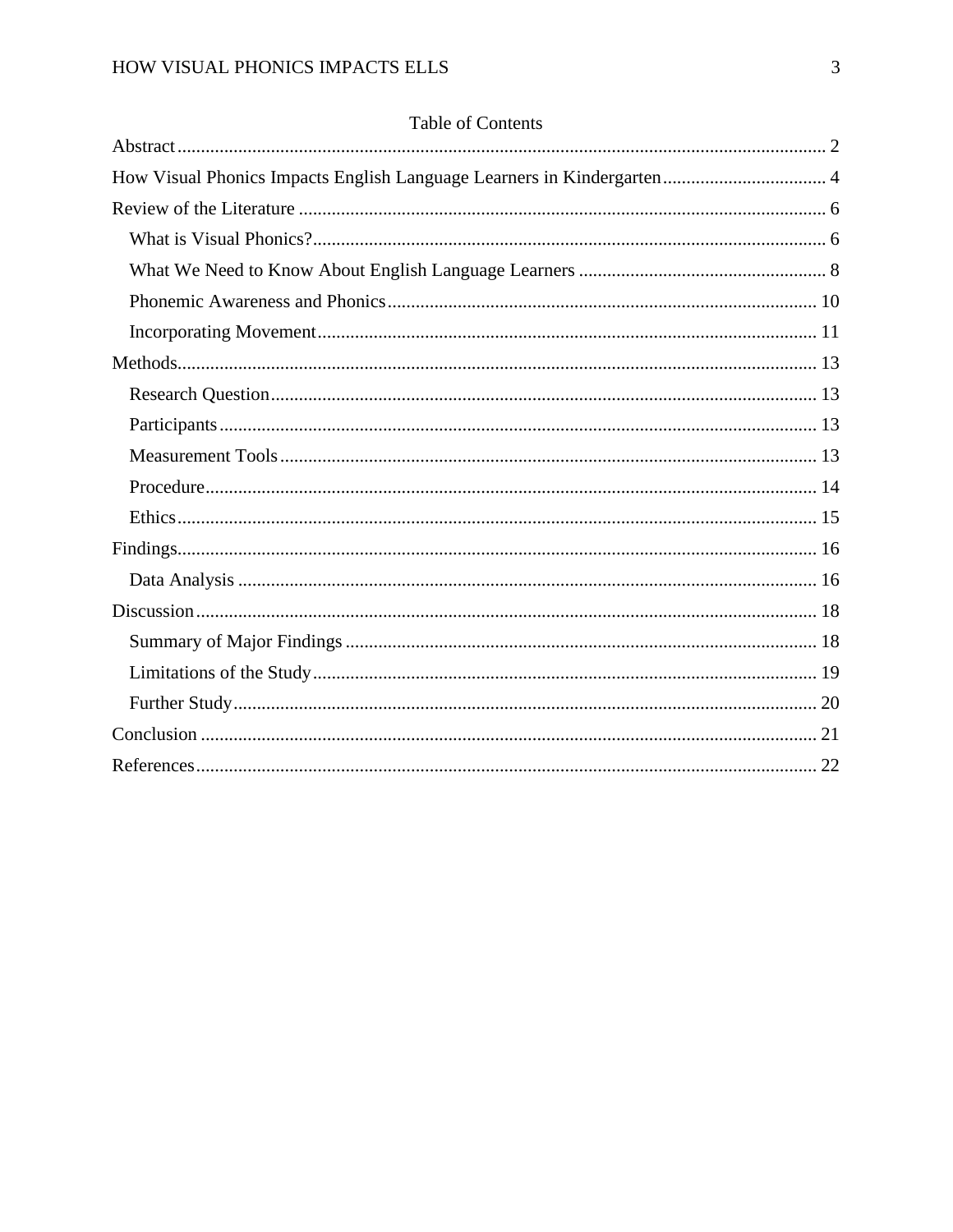# Table of Contents

Abstract ........................................................................................................................ 2

How Visual Phonics Impacts English Language Learners in Kindergarten ................................... 4

Review of the Literature ................................................................................................ 6

- What is Visual Phonics? ............................................................................................ 6
- What We Need to Know About English Language Learners ..................................................... 8
- Phonemic Awareness and Phonics ........................................................................... 10
- Incorporating Movement .......................................................................................... 11

Methods ....................................................................................................................... 13

- Research Question .................................................................................................... 13
- Participants .............................................................................................................. 13
- Measurement Tools .................................................................................................. 13
- Procedure ................................................................................................................. 14
- Ethics ........................................................................................................................ 15

Findings ....................................................................................................................... 16

- Data Analysis ........................................................................................................... 16

Discussion ................................................................................................................... 18

- Summary of Major Findings .................................................................................... 18
- Limitations of the Study ........................................................................................... 19
- Further Study ............................................................................................................ 20

Conclusion .................................................................................................................. 21

References ................................................................................................................... 22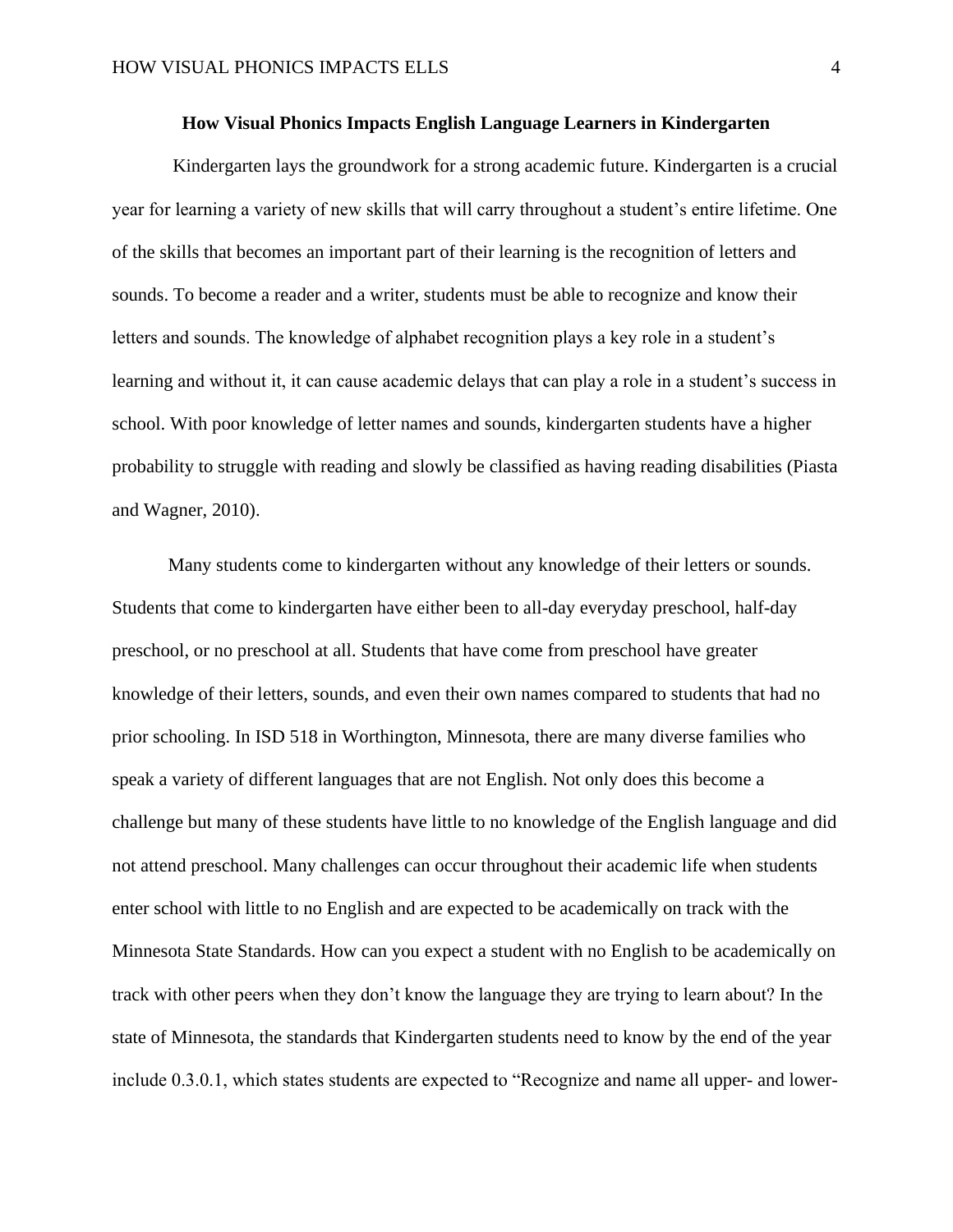# How Visual Phonics Impacts English Language Learners in Kindergarten

Kindergarten lays the groundwork for a strong academic future. Kindergarten is a crucial year for learning a variety of new skills that will carry throughout a student's entire lifetime. One of the skills that becomes an important part of their learning is the recognition of letters and sounds. To become a reader and a writer, students must be able to recognize and know their letters and sounds. The knowledge of alphabet recognition plays a key role in a student's learning and without it, it can cause academic delays that can play a role in a student's success in school. With poor knowledge of letter names and sounds, kindergarten students have a higher probability to struggle with reading and slowly be classified as having reading disabilities (Piasta and Wagner, 2010).

Many students come to kindergarten without any knowledge of their letters or sounds. Students that come to kindergarten have either been to all-day everyday preschool, half-day preschool, or no preschool at all. Students that have come from preschool have greater knowledge of their letters, sounds, and even their own names compared to students that had no prior schooling. In ISD 518 in Worthington, Minnesota, there are many diverse families who speak a variety of different languages that are not English. Not only does this become a challenge but many of these students have little to no knowledge of the English language and did not attend preschool. Many challenges can occur throughout their academic life when students enter school with little to no English and are expected to be academically on track with the Minnesota State Standards. How can you expect a student with no English to be academically on track with other peers when they don't know the language they are trying to learn about? In the state of Minnesota, the standards that Kindergarten students need to know by the end of the year include 0.3.0.1, which states students are expected to "Recognize and name all upper- and lower-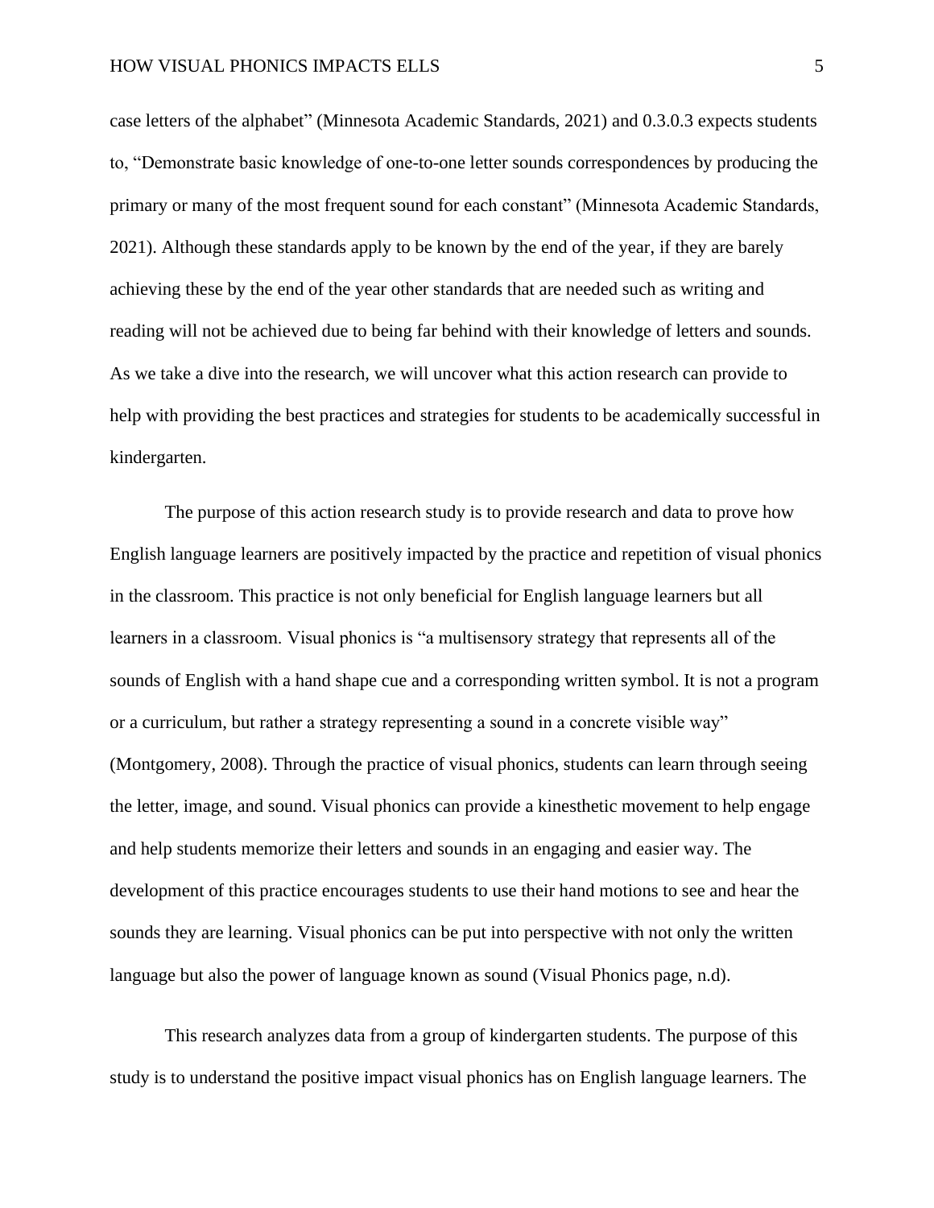case letters of the alphabet" (Minnesota Academic Standards, 2021) and 0.3.0.3 expects students to, "Demonstrate basic knowledge of one-to-one letter sounds correspondences by producing the primary or many of the most frequent sound for each constant" (Minnesota Academic Standards, 2021). Although these standards apply to be known by the end of the year, if they are barely achieving these by the end of the year other standards that are needed such as writing and reading will not be achieved due to being far behind with their knowledge of letters and sounds. As we take a dive into the research, we will uncover what this action research can provide to help with providing the best practices and strategies for students to be academically successful in kindergarten.

The purpose of this action research study is to provide research and data to prove how English language learners are positively impacted by the practice and repetition of visual phonics in the classroom. This practice is not only beneficial for English language learners but all learners in a classroom. Visual phonics is "a multisensory strategy that represents all of the sounds of English with a hand shape cue and a corresponding written symbol. It is not a program or a curriculum, but rather a strategy representing a sound in a concrete visible way" (Montgomery, 2008). Through the practice of visual phonics, students can learn through seeing the letter, image, and sound. Visual phonics can provide a kinesthetic movement to help engage and help students memorize their letters and sounds in an engaging and easier way. The development of this practice encourages students to use their hand motions to see and hear the sounds they are learning. Visual phonics can be put into perspective with not only the written language but also the power of language known as sound (Visual Phonics page, n.d).

This research analyzes data from a group of kindergarten students. The purpose of this study is to understand the positive impact visual phonics has on English language learners. The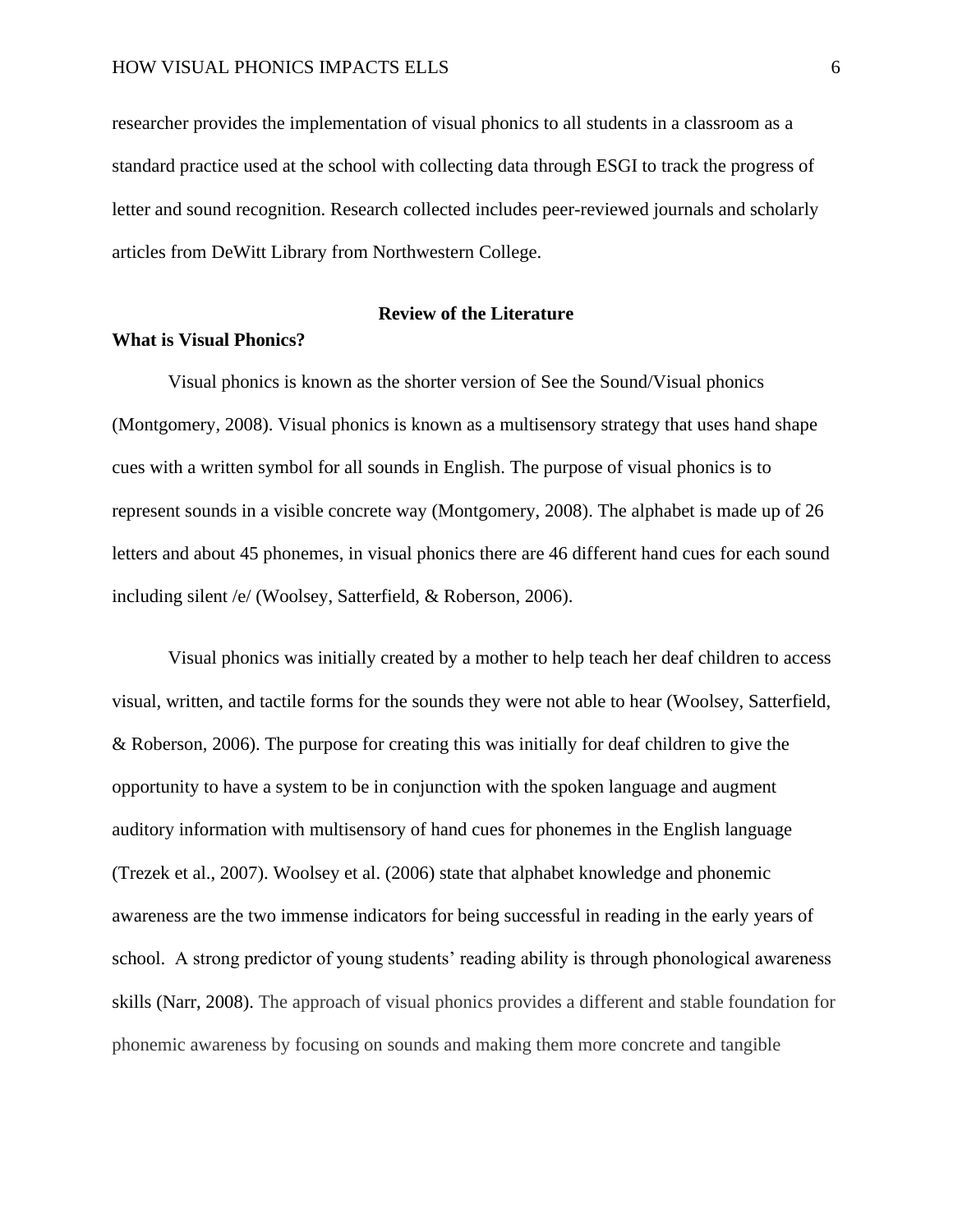researcher provides the implementation of visual phonics to all students in a classroom as a standard practice used at the school with collecting data through ESGI to track the progress of letter and sound recognition. Research collected includes peer-reviewed journals and scholarly articles from DeWitt Library from Northwestern College.

## Review of the Literature

### What is Visual Phonics?

Visual phonics is known as the shorter version of See the Sound/Visual phonics (Montgomery, 2008). Visual phonics is known as a multisensory strategy that uses hand shape cues with a written symbol for all sounds in English. The purpose of visual phonics is to represent sounds in a visible concrete way (Montgomery, 2008). The alphabet is made up of 26 letters and about 45 phonemes, in visual phonics there are 46 different hand cues for each sound including silent /e/ (Woolsey, Satterfield, & Roberson, 2006).

Visual phonics was initially created by a mother to help teach her deaf children to access visual, written, and tactile forms for the sounds they were not able to hear (Woolsey, Satterfield, & Roberson, 2006). The purpose for creating this was initially for deaf children to give the opportunity to have a system to be in conjunction with the spoken language and augment auditory information with multisensory of hand cues for phonemes in the English language (Trezek et al., 2007). Woolsey et al. (2006) state that alphabet knowledge and phonemic awareness are the two immense indicators for being successful in reading in the early years of school. A strong predictor of young students' reading ability is through phonological awareness skills (Narr, 2008). The approach of visual phonics provides a different and stable foundation for phonemic awareness by focusing on sounds and making them more concrete and tangible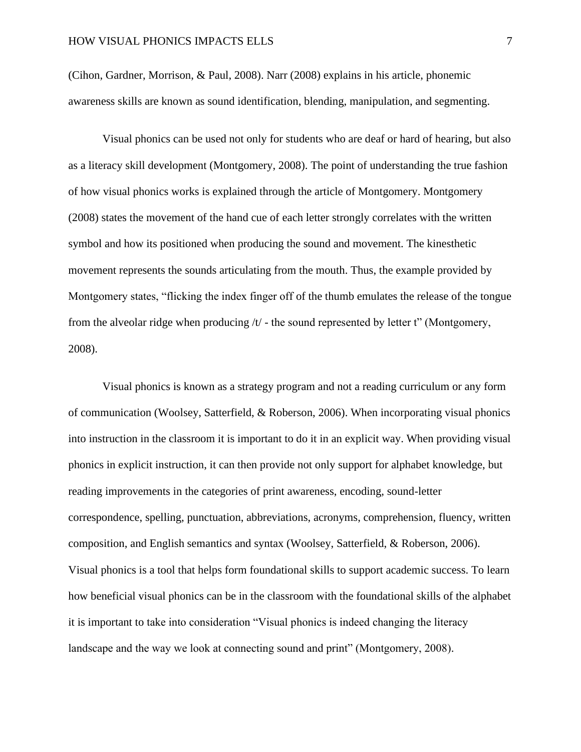(Cihon, Gardner, Morrison, & Paul, 2008). Narr (2008) explains in his article, phonemic awareness skills are known as sound identification, blending, manipulation, and segmenting.

Visual phonics can be used not only for students who are deaf or hard of hearing, but also as a literacy skill development (Montgomery, 2008). The point of understanding the true fashion of how visual phonics works is explained through the article of Montgomery. Montgomery (2008) states the movement of the hand cue of each letter strongly correlates with the written symbol and how its positioned when producing the sound and movement. The kinesthetic movement represents the sounds articulating from the mouth. Thus, the example provided by Montgomery states, “flicking the index finger off of the thumb emulates the release of the tongue from the alveolar ridge when producing /t/ - the sound represented by letter t” (Montgomery, 2008).

Visual phonics is known as a strategy program and not a reading curriculum or any form of communication (Woolsey, Satterfield, & Roberson, 2006). When incorporating visual phonics into instruction in the classroom it is important to do it in an explicit way. When providing visual phonics in explicit instruction, it can then provide not only support for alphabet knowledge, but reading improvements in the categories of print awareness, encoding, sound-letter correspondence, spelling, punctuation, abbreviations, acronyms, comprehension, fluency, written composition, and English semantics and syntax (Woolsey, Satterfield, & Roberson, 2006). Visual phonics is a tool that helps form foundational skills to support academic success. To learn how beneficial visual phonics can be in the classroom with the foundational skills of the alphabet it is important to take into consideration “Visual phonics is indeed changing the literacy landscape and the way we look at connecting sound and print” (Montgomery, 2008).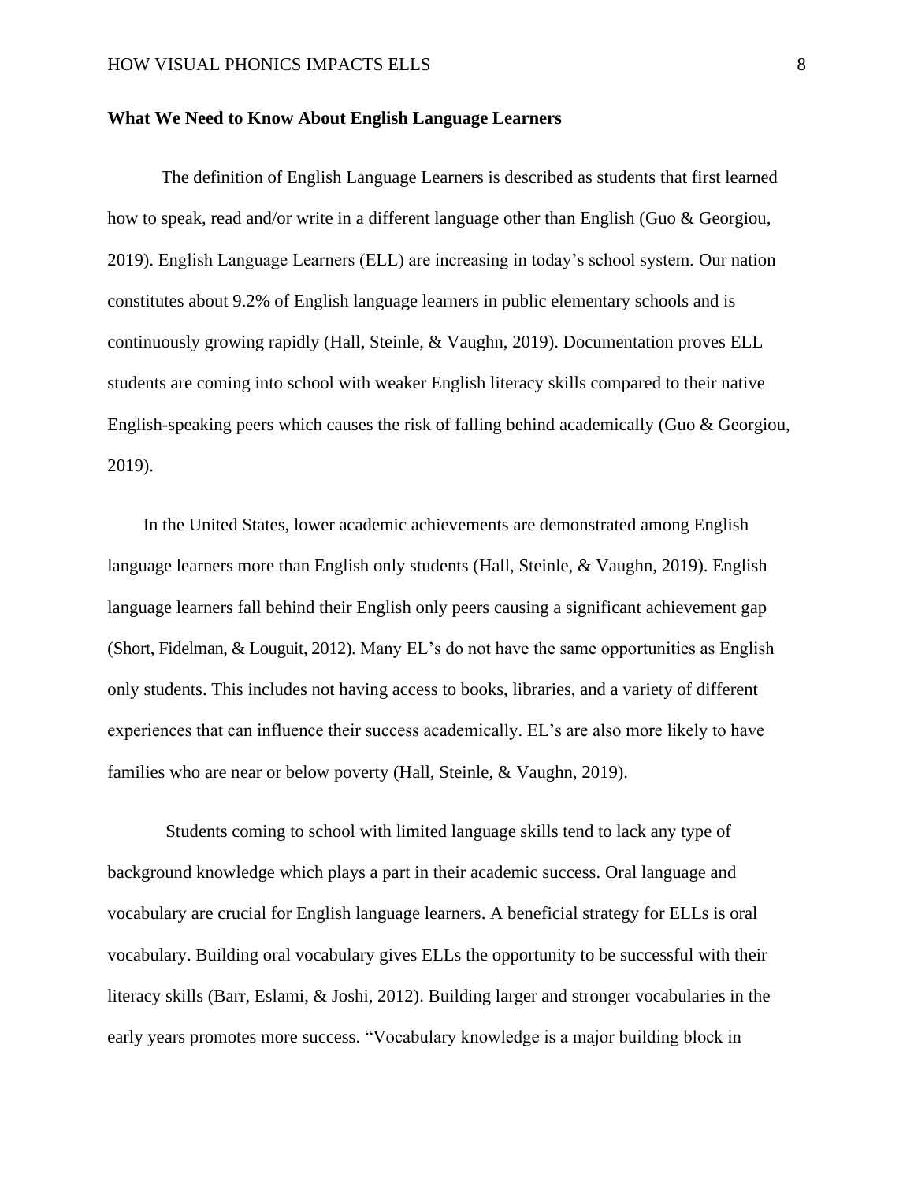**What We Need to Know About English Language Learners**

The definition of English Language Learners is described as students that first learned how to speak, read and/or write in a different language other than English (Guo & Georgiou, 2019). English Language Learners (ELL) are increasing in today's school system. Our nation constitutes about 9.2% of English language learners in public elementary schools and is continuously growing rapidly (Hall, Steinle, & Vaughn, 2019). Documentation proves ELL students are coming into school with weaker English literacy skills compared to their native English-speaking peers which causes the risk of falling behind academically (Guo & Georgiou, 2019).

In the United States, lower academic achievements are demonstrated among English language learners more than English only students (Hall, Steinle, & Vaughn, 2019). English language learners fall behind their English only peers causing a significant achievement gap (Short, Fidelman, & Louguit, 2012). Many EL's do not have the same opportunities as English only students. This includes not having access to books, libraries, and a variety of different experiences that can influence their success academically. EL's are also more likely to have families who are near or below poverty (Hall, Steinle, & Vaughn, 2019).

Students coming to school with limited language skills tend to lack any type of background knowledge which plays a part in their academic success. Oral language and vocabulary are crucial for English language learners. A beneficial strategy for ELLs is oral vocabulary. Building oral vocabulary gives ELLs the opportunity to be successful with their literacy skills (Barr, Eslami, & Joshi, 2012). Building larger and stronger vocabularies in the early years promotes more success. "Vocabulary knowledge is a major building block in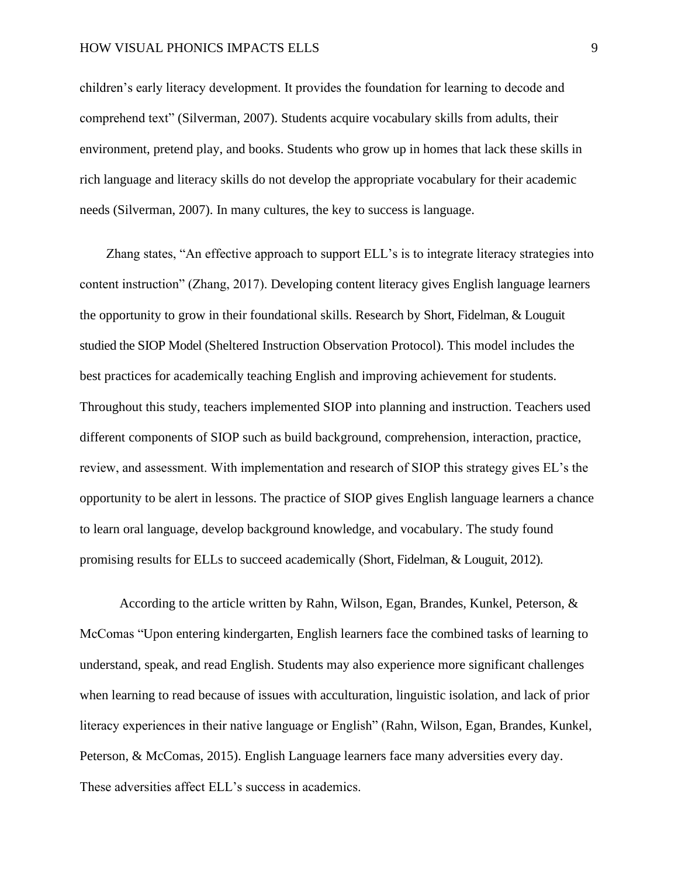children's early literacy development. It provides the foundation for learning to decode and comprehend text" (Silverman, 2007). Students acquire vocabulary skills from adults, their environment, pretend play, and books. Students who grow up in homes that lack these skills in rich language and literacy skills do not develop the appropriate vocabulary for their academic needs (Silverman, 2007). In many cultures, the key to success is language.

Zhang states, "An effective approach to support ELL's is to integrate literacy strategies into content instruction" (Zhang, 2017). Developing content literacy gives English language learners the opportunity to grow in their foundational skills. Research by Short, Fidelman, & Louguit studied the SIOP Model (Sheltered Instruction Observation Protocol). This model includes the best practices for academically teaching English and improving achievement for students. Throughout this study, teachers implemented SIOP into planning and instruction. Teachers used different components of SIOP such as build background, comprehension, interaction, practice, review, and assessment. With implementation and research of SIOP this strategy gives EL's the opportunity to be alert in lessons. The practice of SIOP gives English language learners a chance to learn oral language, develop background knowledge, and vocabulary. The study found promising results for ELLs to succeed academically (Short, Fidelman, & Louguit, 2012).

According to the article written by Rahn, Wilson, Egan, Brandes, Kunkel, Peterson, & McComas "Upon entering kindergarten, English learners face the combined tasks of learning to understand, speak, and read English. Students may also experience more significant challenges when learning to read because of issues with acculturation, linguistic isolation, and lack of prior literacy experiences in their native language or English" (Rahn, Wilson, Egan, Brandes, Kunkel, Peterson, & McComas, 2015). English Language learners face many adversities every day. These adversities affect ELL's success in academics.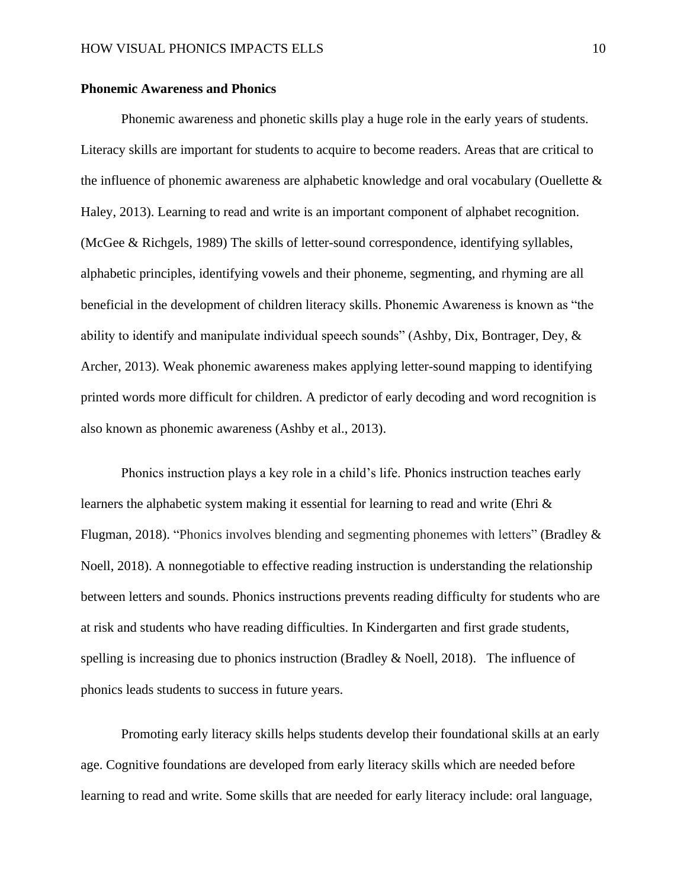**Phemic Awareness and Phonics**

**Phonemic Awareness and Phonics**

Phonemic awareness and phonetic skills play a huge role in the early years of students. Literacy skills are important for students to acquire to become readers. Areas that are critical to the influence of phonemic awareness are alphabetic knowledge and oral vocabulary (Ouellette & Haley, 2013). Learning to read and write is an important component of alphabet recognition. (McGee & Richgels, 1989) The skills of letter-sound correspondence, identifying syllables, alphabetic principles, identifying vowels and their phoneme, segmenting, and rhyming are all beneficial in the development of children literacy skills. Phonemic Awareness is known as "the ability to identify and manipulate individual speech sounds" (Ashby, Dix, Bontrager, Dey, & Archer, 2013). Weak phonemic awareness makes applying letter-sound mapping to identifying printed words more difficult for children. A predictor of early decoding and word recognition is also known as phonemic awareness (Ashby et al., 2013).

Phonics instruction plays a key role in a child's life. Phonics instruction teaches early learners the alphabetic system making it essential for learning to read and write (Ehri & Flugman, 2018). "Phonics involves blending and segmenting phonemes with letters" (Bradley & Noell, 2018). A nonnegotiable to effective reading instruction is understanding the relationship between letters and sounds. Phonics instructions prevents reading difficulty for students who are at risk and students who have reading difficulties. In Kindergarten and first grade students, spelling is increasing due to phonics instruction (Bradley & Noell, 2018). The influence of phonics leads students to success in future years.

Promoting early literacy skills helps students develop their foundational skills at an early age. Cognitive foundations are developed from early literacy skills which are needed before learning to read and write. Some skills that are needed for early literacy include: oral language,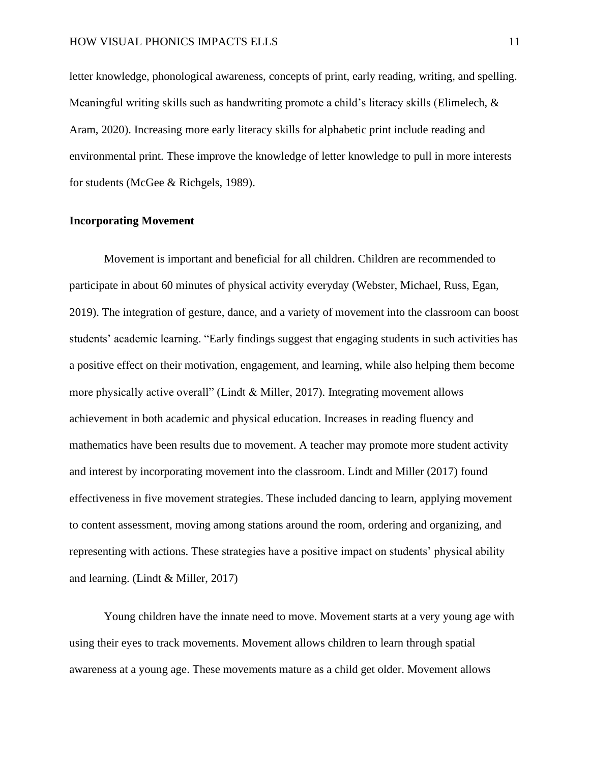letter knowledge, phonological awareness, concepts of print, early reading, writing, and spelling. Meaningful writing skills such as handwriting promote a child's literacy skills (Elimelech, & Aram, 2020). Increasing more early literacy skills for alphabetic print include reading and environmental print. These improve the knowledge of letter knowledge to pull in more interests for students (McGee & Richgels, 1989).

**Incorporating Movement**

Movement is important and beneficial for all children. Children are recommended to participate in about 60 minutes of physical activity everyday (Webster, Michael, Russ, Egan, 2019). The integration of gesture, dance, and a variety of movement into the classroom can boost students' academic learning. "Early findings suggest that engaging students in such activities has a positive effect on their motivation, engagement, and learning, while also helping them become more physically active overall" (Lindt & Miller, 2017). Integrating movement allows achievement in both academic and physical education. Increases in reading fluency and mathematics have been results due to movement. A teacher may promote more student activity and interest by incorporating movement into the classroom. Lindt and Miller (2017) found effectiveness in five movement strategies. These included dancing to learn, applying movement to content assessment, moving among stations around the room, ordering and organizing, and representing with actions. These strategies have a positive impact on students' physical ability and learning. (Lindt & Miller, 2017)

Young children have the innate need to move. Movement starts at a very young age with using their eyes to track movements. Movement allows children to learn through spatial awareness at a young age. These movements mature as a child get older. Movement allows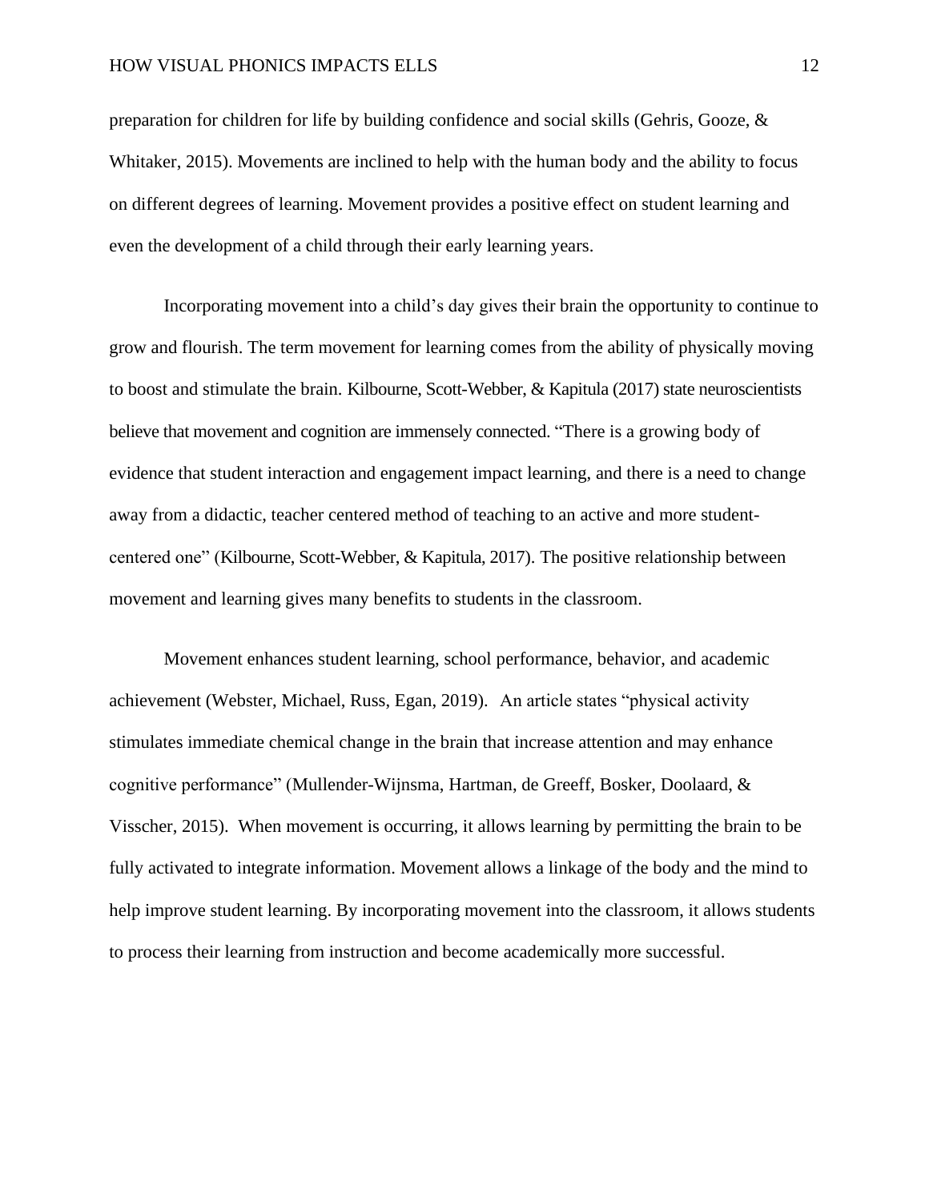preparation for children for life by building confidence and social skills (Gehris, Gooze, & Whitaker, 2015). Movements are inclined to help with the human body and the ability to focus on different degrees of learning. Movement provides a positive effect on student learning and even the development of a child through their early learning years.

Incorporating movement into a child's day gives their brain the opportunity to continue to grow and flourish. The term movement for learning comes from the ability of physically moving to boost and stimulate the brain. Kilbourne, Scott-Webber, & Kapitula (2017) state neuroscientists believe that movement and cognition are immensely connected. "There is a growing body of evidence that student interaction and engagement impact learning, and there is a need to change away from a didactic, teacher centered method of teaching to an active and more student-centered one" (Kilbourne, Scott-Webber, & Kapitula, 2017). The positive relationship between movement and learning gives many benefits to students in the classroom.

Movement enhances student learning, school performance, behavior, and academic achievement (Webster, Michael, Russ, Egan, 2019). An article states "physical activity stimulates immediate chemical change in the brain that increase attention and may enhance cognitive performance" (Mullender-Wijnsma, Hartman, de Greeff, Bosker, Doolaard, & Visscher, 2015). When movement is occurring, it allows learning by permitting the brain to be fully activated to integrate information. Movement allows a linkage of the body and the mind to help improve student learning. By incorporating movement into the classroom, it allows students to process their learning from instruction and become academically more successful.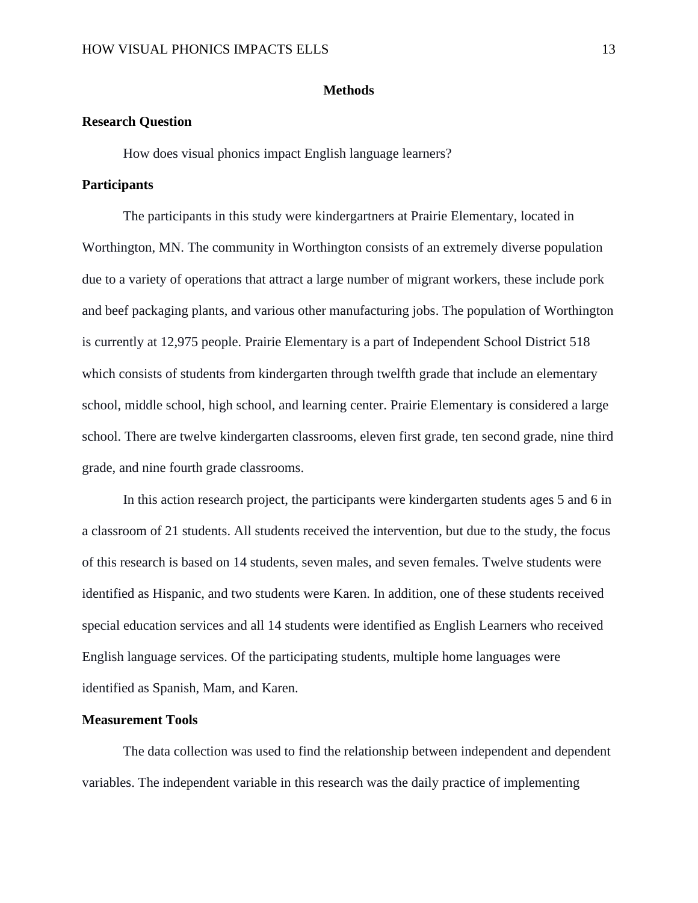## Methods

### Research Question

How does visual phonics impact English language learners?

### Participants

The participants in this study were kindergartners at Prairie Elementary, located in Worthington, MN. The community in Worthington consists of an extremely diverse population due to a variety of operations that attract a large number of migrant workers, these include pork and beef packaging plants, and various other manufacturing jobs. The population of Worthington is currently at 12,975 people. Prairie Elementary is a part of Independent School District 518 which consists of students from kindergarten through twelfth grade that include an elementary school, middle school, high school, and learning center. Prairie Elementary is considered a large school. There are twelve kindergarten classrooms, eleven first grade, ten second grade, nine third grade, and nine fourth grade classrooms.

In this action research project, the participants were kindergarten students ages 5 and 6 in a classroom of 21 students. All students received the intervention, but due to the study, the focus of this research is based on 14 students, seven males, and seven females. Twelve students were identified as Hispanic, and two students were Karen. In addition, one of these students received special education services and all 14 students were identified as English Learners who received English language services. Of the participating students, multiple home languages were identified as Spanish, Mam, and Karen.

### Measurement Tools

The data collection was used to find the relationship between independent and dependent variables. The independent variable in this research was the daily practice of implementing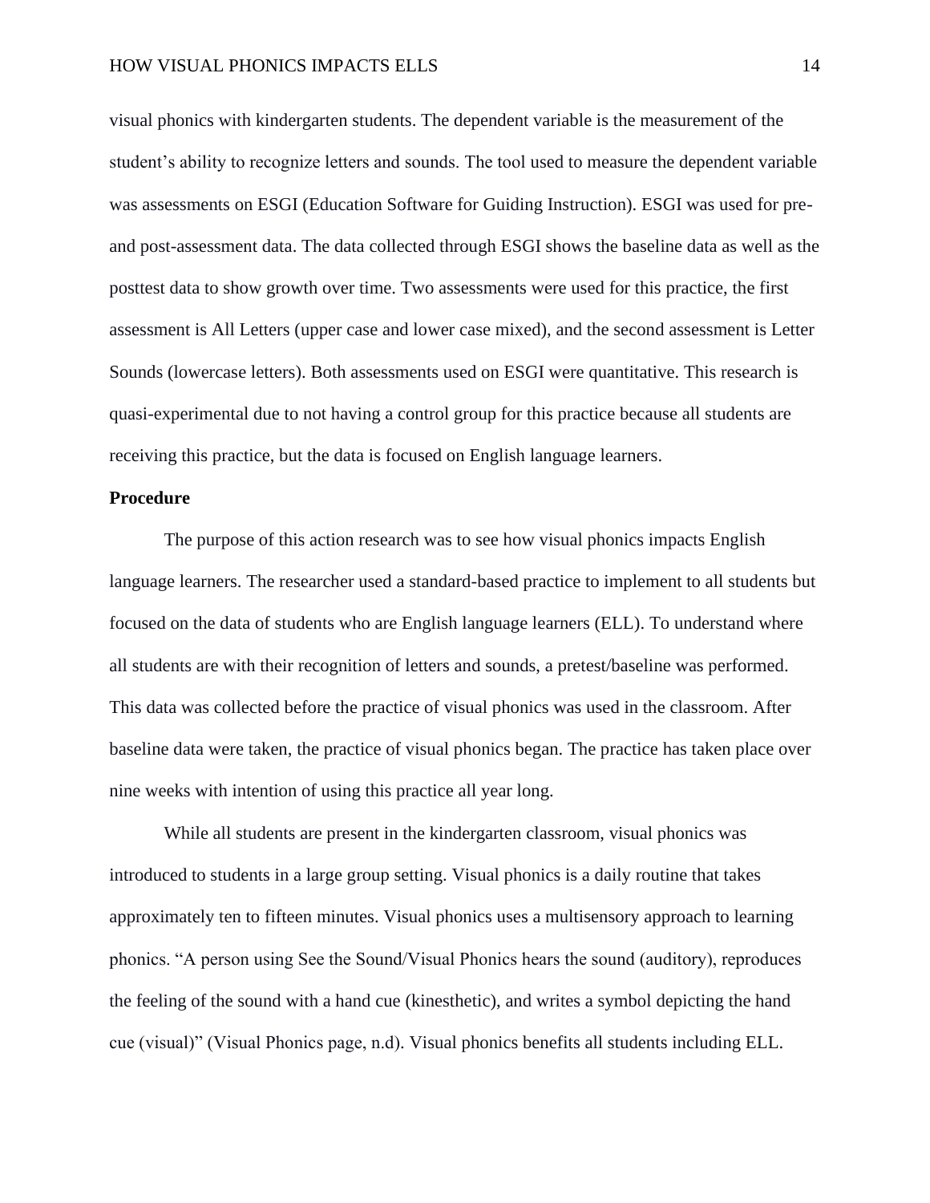visual phonics with kindergarten students. The dependent variable is the measurement of the student's ability to recognize letters and sounds. The tool used to measure the dependent variable was assessments on ESGI (Education Software for Guiding Instruction). ESGI was used for pre- and post-assessment data. The data collected through ESGI shows the baseline data as well as the posttest data to show growth over time. Two assessments were used for this practice, the first assessment is All Letters (upper case and lower case mixed), and the second assessment is Letter Sounds (lowercase letters). Both assessments used on ESGI were quantitative. This research is quasi-experimental due to not having a control group for this practice because all students are receiving this practice, but the data is focused on English language learners.

## Procedure

The purpose of this action research was to see how visual phonics impacts English language learners. The researcher used a standard-based practice to implement to all students but focused on the data of students who are English language learners (ELL). To understand where all students are with their recognition of letters and sounds, a pretest/baseline was performed. This data was collected before the practice of visual phonics was used in the classroom. After baseline data were taken, the practice of visual phonics began. The practice has taken place over nine weeks with intention of using this practice all year long.

While all students are present in the kindergarten classroom, visual phonics was introduced to students in a large group setting. Visual phonics is a daily routine that takes approximately ten to fifteen minutes. Visual phonics uses a multisensory approach to learning phonics. "A person using See the Sound/Visual Phonics hears the sound (auditory), reproduces the feeling of the sound with a hand cue (kinesthetic), and writes a symbol depicting the hand cue (visual)" (Visual Phonics page, n.d). Visual phonics benefits all students including ELL.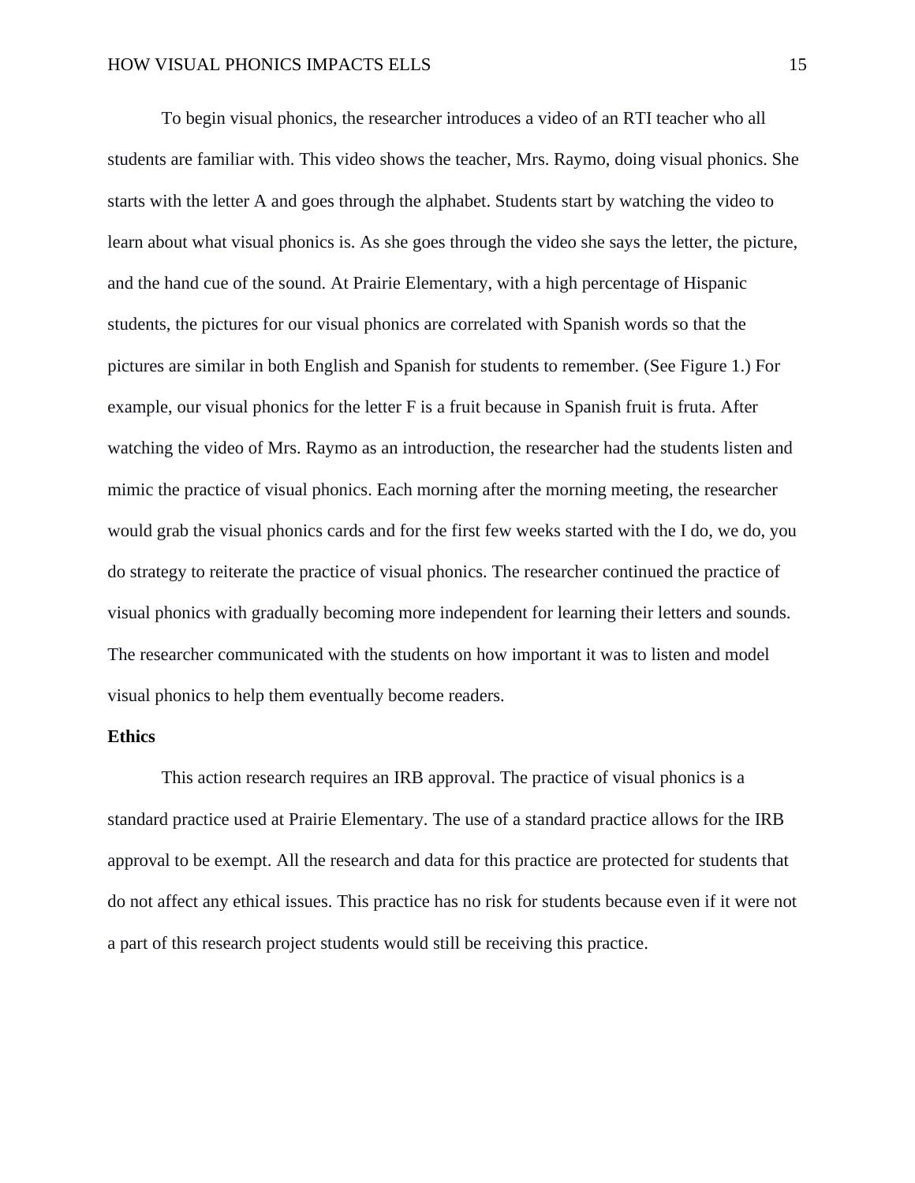To begin visual phonics, the researcher introduces a video of an RTI teacher who all students are familiar with. This video shows the teacher, Mrs. Raymo, doing visual phonics. She starts with the letter A and goes through the alphabet. Students start by watching the video to learn about what visual phonics is. As she goes through the video she says the letter, the picture, and the hand cue of the sound. At Prairie Elementary, with a high percentage of Hispanic students, the pictures for our visual phonics are correlated with Spanish words so that the pictures are similar in both English and Spanish for students to remember. (See Figure 1.) For example, our visual phonics for the letter F is a fruit because in Spanish fruit is fruta. After watching the video of Mrs. Raymo as an introduction, the researcher had the students listen and mimic the practice of visual phonics. Each morning after the morning meeting, the researcher would grab the visual phonics cards and for the first few weeks started with the I do, we do, you do strategy to reiterate the practice of visual phonics. The researcher continued the practice of visual phonics with gradually becoming more independent for learning their letters and sounds. The researcher communicated with the students on how important it was to listen and model visual phonics to help them eventually become readers.

**Ethics**

This action research requires an IRB approval. The practice of visual phonics is a standard practice used at Prairie Elementary. The use of a standard practice allows for the IRB approval to be exempt. All the research and data for this practice are protected for students that do not affect any ethical issues. This practice has no risk for students because even if it were not a part of this research project students would still be receiving this practice.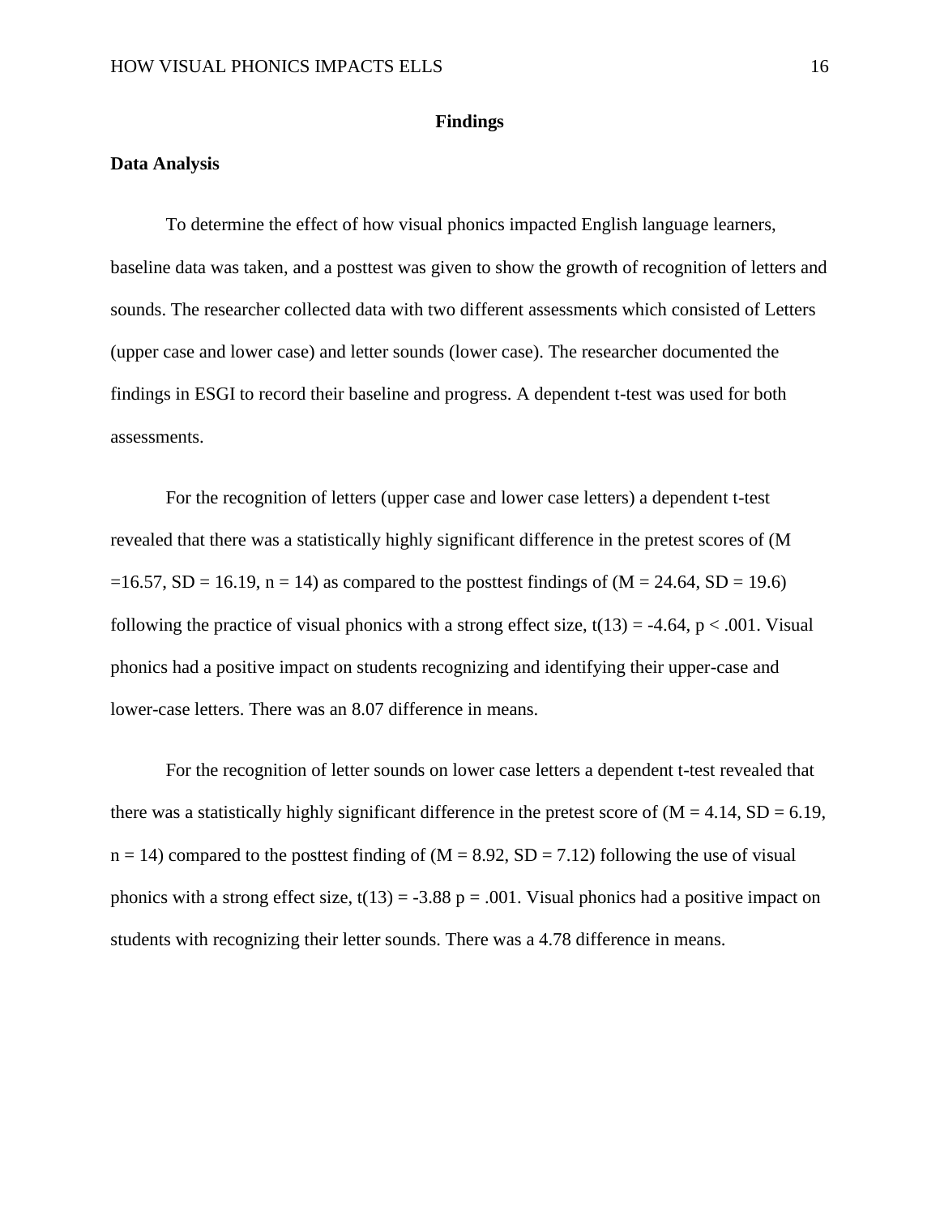# Findings

## Data Analysis

To determine the effect of how visual phonics impacted English language learners, baseline data was taken, and a posttest was given to show the growth of recognition of letters and sounds. The researcher collected data with two different assessments which consisted of Letters (upper case and lower case) and letter sounds (lower case). The researcher documented the findings in ESGI to record their baseline and progress. A dependent t-test was used for both assessments.

For the recognition of letters (upper case and lower case letters) a dependent t-test revealed that there was a statistically highly significant difference in the pretest scores of ($M = 16.57$, $SD = 16.19$, $n = 14$) as compared to the posttest findings of ($M = 24.64$, $SD = 19.6$) following the practice of visual phonics with a strong effect size, $t(13) = -4.64$, $p < .001$. Visual phonics had a positive impact on students recognizing and identifying their upper-case and lower-case letters. There was an 8.07 difference in means.

For the recognition of letter sounds on lower case letters a dependent t-test revealed that there was a statistically highly significant difference in the pretest score of ($M = 4.14$, $SD = 6.19$, $n = 14$) compared to the posttest finding of ($M = 8.92$, $SD = 7.12$) following the use of visual phonics with a strong effect size, $t(13) = -3.88$ $p = .001$. Visual phonics had a positive impact on students with recognizing their letter sounds. There was a 4.78 difference in means.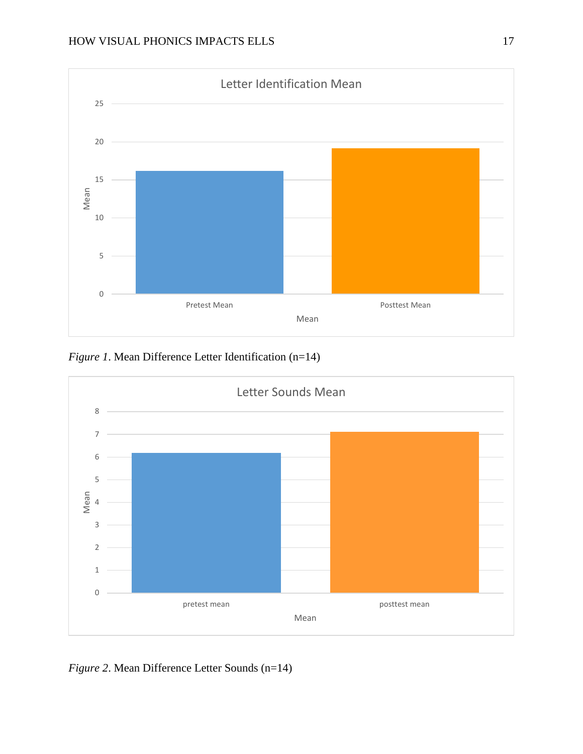*Figure 1*. Mean Difference Letter Identification (n=14)

*Figure 2*. Mean Difference Letter Sounds (n=14)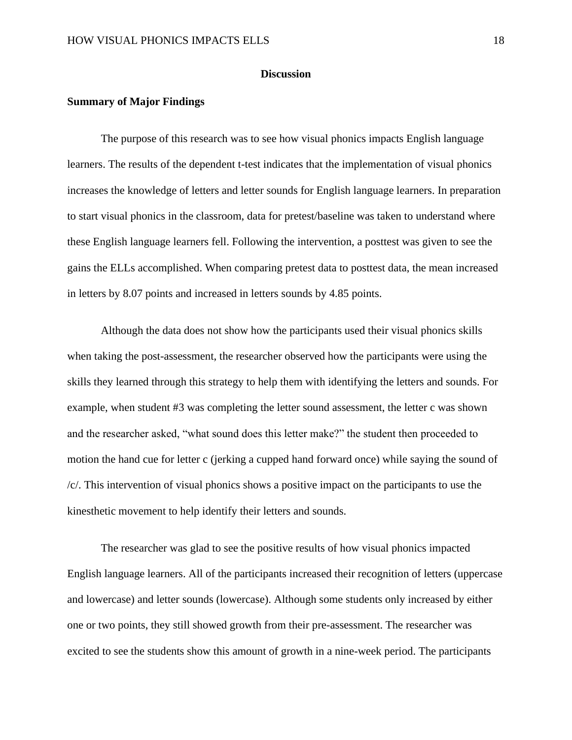## Discussion

### Summary of Major Findings

The purpose of this research was to see how visual phonics impacts English language learners. The results of the dependent t-test indicates that the implementation of visual phonics increases the knowledge of letters and letter sounds for English language learners. In preparation to start visual phonics in the classroom, data for pretest/baseline was taken to understand where these English language learners fell. Following the intervention, a posttest was given to see the gains the ELLs accomplished. When comparing pretest data to posttest data, the mean increased in letters by 8.07 points and increased in letters sounds by 4.85 points.

Although the data does not show how the participants used their visual phonics skills when taking the post-assessment, the researcher observed how the participants were using the skills they learned through this strategy to help them with identifying the letters and sounds. For example, when student #3 was completing the letter sound assessment, the letter c was shown and the researcher asked, "what sound does this letter make?" the student then proceeded to motion the hand cue for letter c (jerking a cupped hand forward once) while saying the sound of /c/. This intervention of visual phonics shows a positive impact on the participants to use the kinesthetic movement to help identify their letters and sounds.

The researcher was glad to see the positive results of how visual phonics impacted English language learners. All of the participants increased their recognition of letters (uppercase and lowercase) and letter sounds (lowercase). Although some students only increased by either one or two points, they still showed growth from their pre-assessment. The researcher was excited to see the students show this amount of growth in a nine-week period. The participants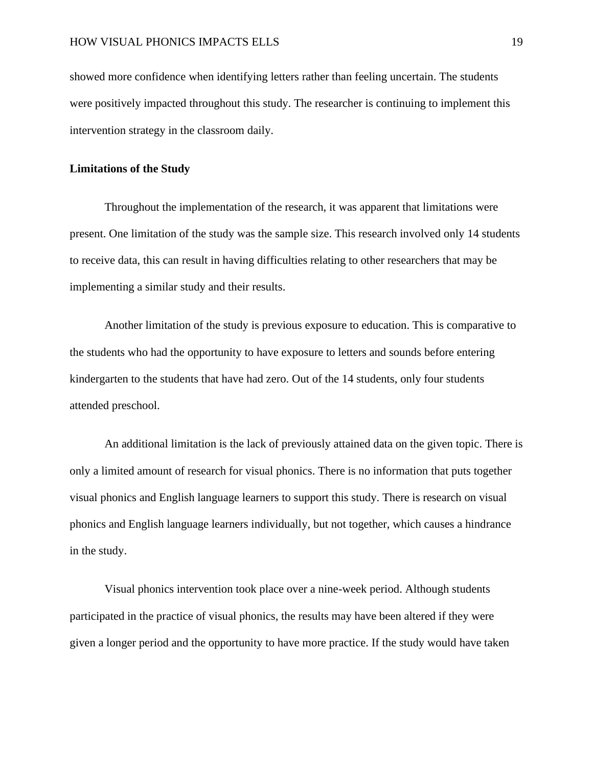showed more confidence when identifying letters rather than feeling uncertain. The students were positively impacted throughout this study. The researcher is continuing to implement this intervention strategy in the classroom daily.

**Limitations of the Study**

Throughout the implementation of the research, it was apparent that limitations were present. One limitation of the study was the sample size. This research involved only 14 students to receive data, this can result in having difficulties relating to other researchers that may be implementing a similar study and their results.

Another limitation of the study is previous exposure to education. This is comparative to the students who had the opportunity to have exposure to letters and sounds before entering kindergarten to the students that have had zero. Out of the 14 students, only four students attended preschool.

An additional limitation is the lack of previously attained data on the given topic. There is only a limited amount of research for visual phonics. There is no information that puts together visual phonics and English language learners to support this study. There is research on visual phonics and English language learners individually, but not together, which causes a hindrance in the study.

Visual phonics intervention took place over a nine-week period. Although students participated in the practice of visual phonics, the results may have been altered if they were given a longer period and the opportunity to have more practice. If the study would have taken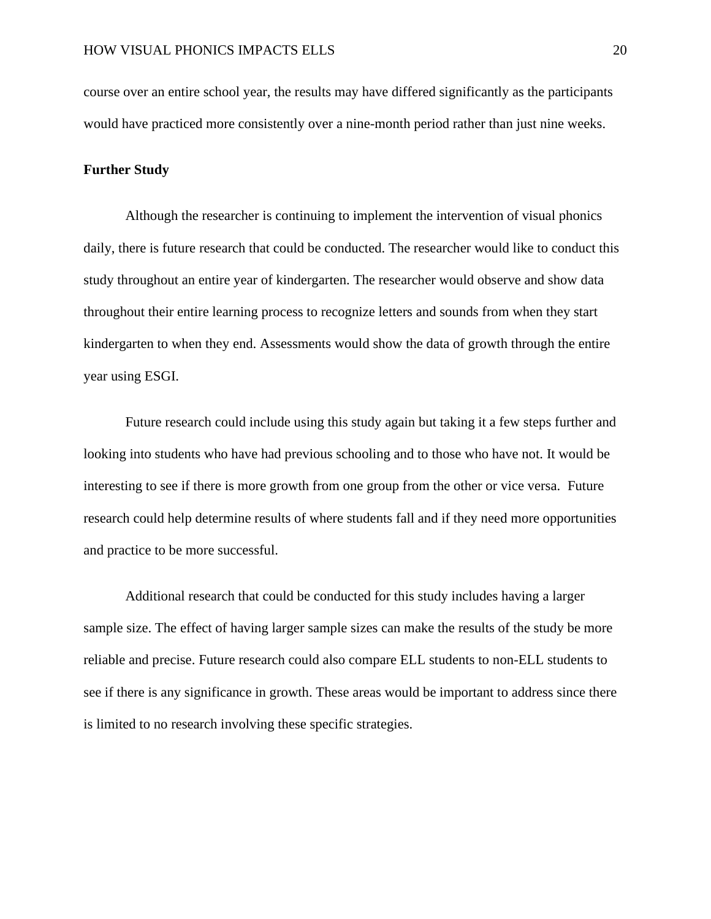course over an entire school year, the results may have differed significantly as the participants would have practiced more consistently over a nine-month period rather than just nine weeks.

**Further Study**

Although the researcher is continuing to implement the intervention of visual phonics daily, there is future research that could be conducted. The researcher would like to conduct this study throughout an entire year of kindergarten. The researcher would observe and show data throughout their entire learning process to recognize letters and sounds from when they start kindergarten to when they end. Assessments would show the data of growth through the entire year using ESGI.

Future research could include using this study again but taking it a few steps further and looking into students who have had previous schooling and to those who have not. It would be interesting to see if there is more growth from one group from the other or vice versa. Future research could help determine results of where students fall and if they need more opportunities and practice to be more successful.

Additional research that could be conducted for this study includes having a larger sample size. The effect of having larger sample sizes can make the results of the study be more reliable and precise. Future research could also compare ELL students to non-ELL students to see if there is any significance in growth. These areas would be important to address since there is limited to no research involving these specific strategies.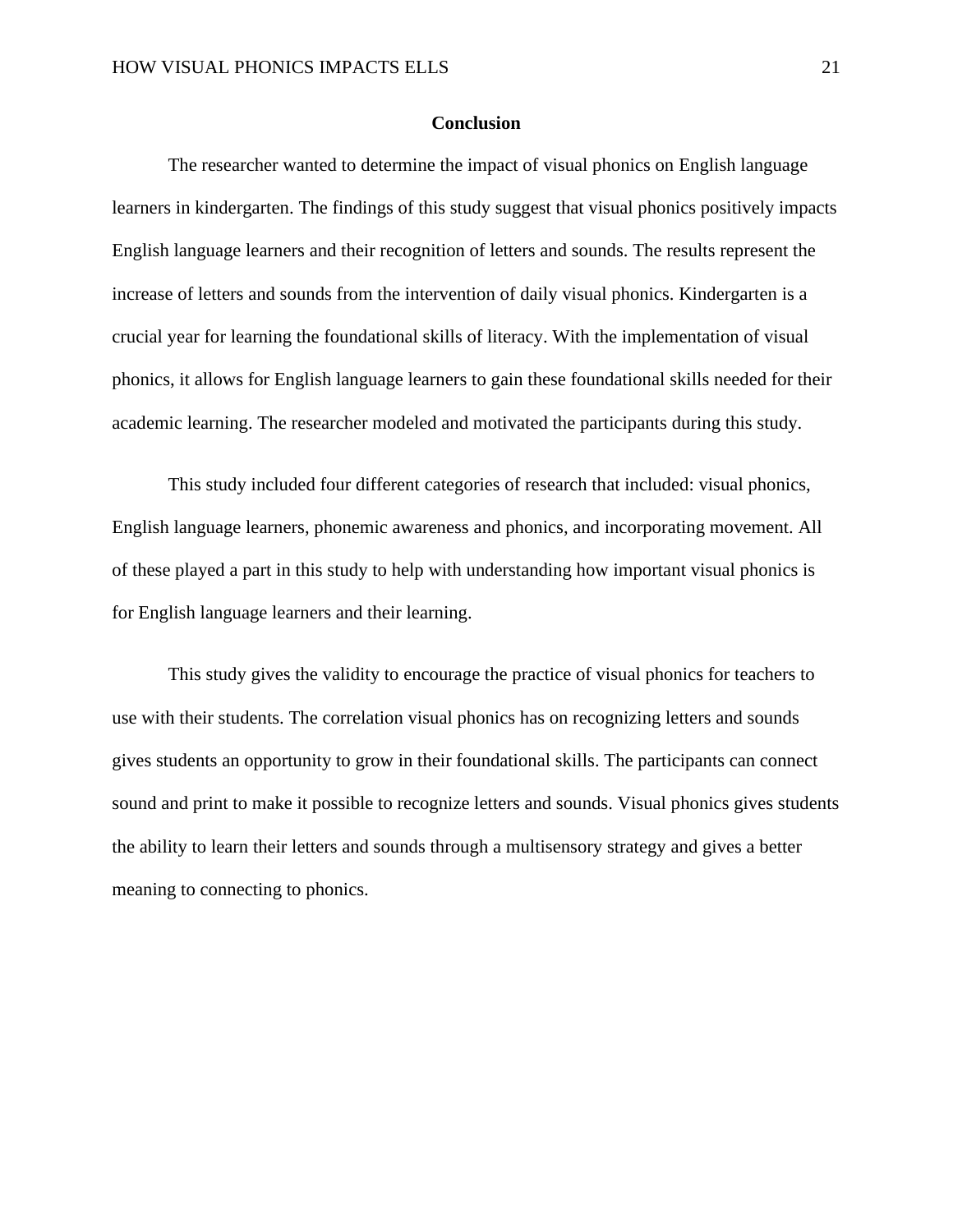## Conclusion

The researcher wanted to determine the impact of visual phonics on English language learners in kindergarten. The findings of this study suggest that visual phonics positively impacts English language learners and their recognition of letters and sounds. The results represent the increase of letters and sounds from the intervention of daily visual phonics. Kindergarten is a crucial year for learning the foundational skills of literacy. With the implementation of visual phonics, it allows for English language learners to gain these foundational skills needed for their academic learning. The researcher modeled and motivated the participants during this study.

This study included four different categories of research that included: visual phonics, English language learners, phonemic awareness and phonics, and incorporating movement. All of these played a part in this study to help with understanding how important visual phonics is for English language learners and their learning.

This study gives the validity to encourage the practice of visual phonics for teachers to use with their students. The correlation visual phonics has on recognizing letters and sounds gives students an opportunity to grow in their foundational skills. The participants can connect sound and print to make it possible to recognize letters and sounds. Visual phonics gives students the ability to learn their letters and sounds through a multisensory strategy and gives a better meaning to connecting to phonics.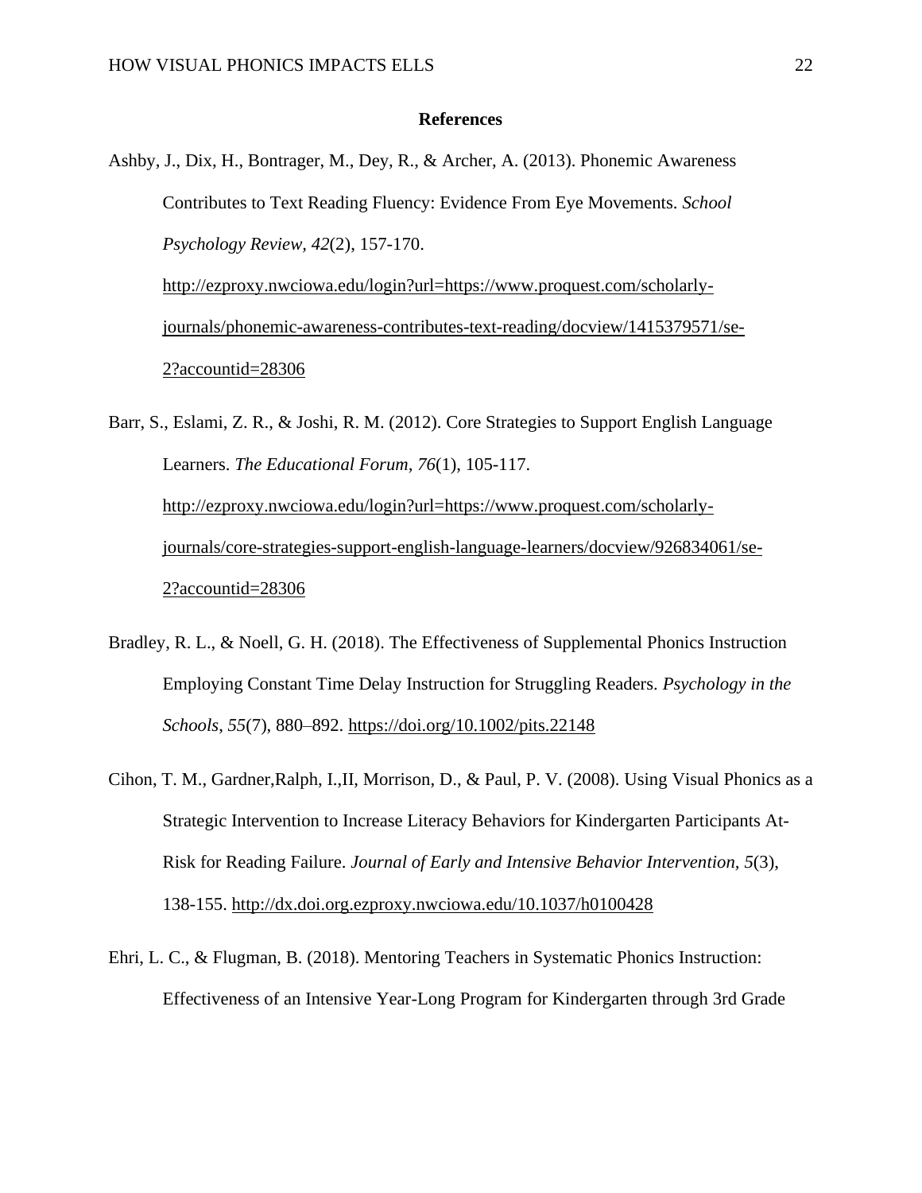**References**

Ashby, J., Dix, H., Bontrager, M., Dey, R., & Archer, A. (2013). Phonemic Awareness Contributes to Text Reading Fluency: Evidence From Eye Movements. *School Psychology Review, 42*(2), 157-170. http://ezproxy.nwciowa.edu/login?url=https://www.proquest.com/scholarly-journals/phonemic-awareness-contributes-text-reading/docview/1415379571/se-2?accountid=28306

Barr, S., Eslami, Z. R., & Joshi, R. M. (2012). Core Strategies to Support English Language Learners. *The Educational Forum, 76*(1), 105-117. http://ezproxy.nwciowa.edu/login?url=https://www.proquest.com/scholarly-journals/core-strategies-support-english-language-learners/docview/926834061/se-2?accountid=28306

Bradley, R. L., & Noell, G. H. (2018). The Effectiveness of Supplemental Phonics Instruction Employing Constant Time Delay Instruction for Struggling Readers. *Psychology in the Schools, 55*(7), 880–892. https://doi.org/10.1002/pits.22148

Cihon, T. M., Gardner,Ralph, I.,II, Morrison, D., & Paul, P. V. (2008). Using Visual Phonics as a Strategic Intervention to Increase Literacy Behaviors for Kindergarten Participants At-Risk for Reading Failure. *Journal of Early and Intensive Behavior Intervention, 5*(3), 138-155. http://dx.doi.org.ezproxy.nwciowa.edu/10.1037/h0100428

Ehri, L. C., & Flugman, B. (2018). Mentoring Teachers in Systematic Phonics Instruction: Effectiveness of an Intensive Year-Long Program for Kindergarten through 3rd Grade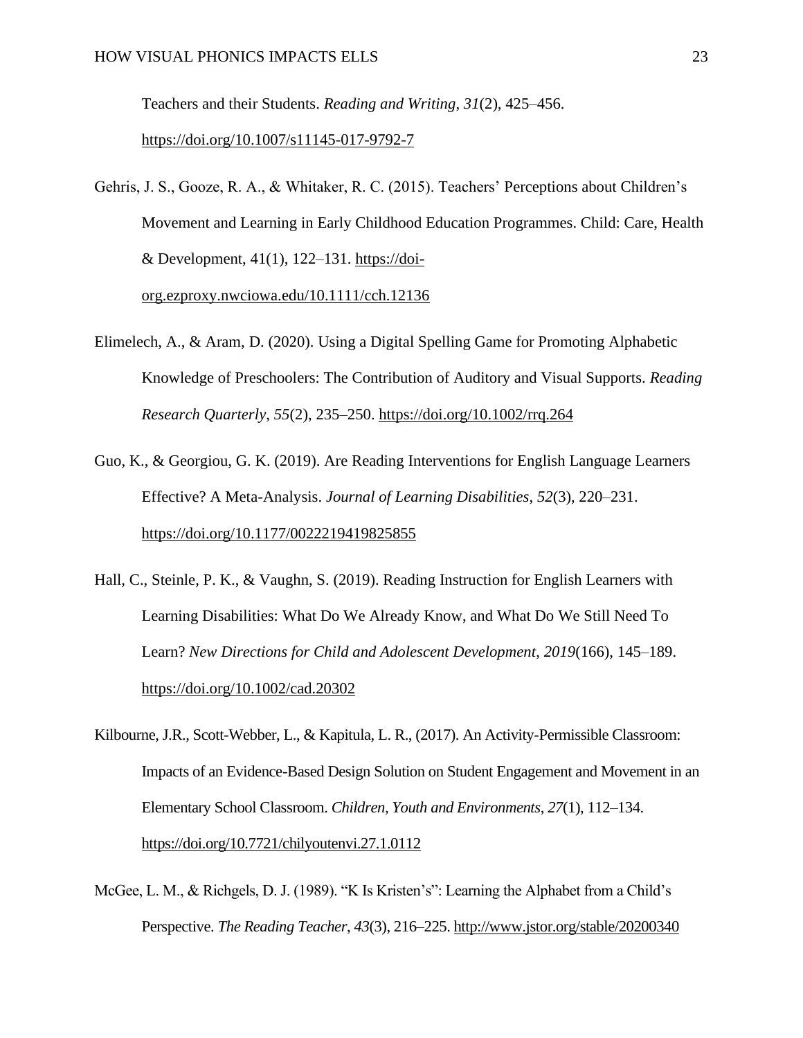Teachers and their Students. *Reading and Writing*, *31*(2), 425–456. https://doi.org/10.1007/s11145-017-9792-7

Gehris, J. S., Gooze, R. A., & Whitaker, R. C. (2015). Teachers' Perceptions about Children's Movement and Learning in Early Childhood Education Programmes. Child: Care, Health & Development, 41(1), 122–131. https://doi-org.ezproxy.nwciowa.edu/10.1111/cch.12136

Elimelech, A., & Aram, D. (2020). Using a Digital Spelling Game for Promoting Alphabetic Knowledge of Preschoolers: The Contribution of Auditory and Visual Supports. *Reading Research Quarterly*, *55*(2), 235–250. https://doi.org/10.1002/rrq.264

Guo, K., & Georgiou, G. K. (2019). Are Reading Interventions for English Language Learners Effective? A Meta-Analysis. *Journal of Learning Disabilities*, *52*(3), 220–231. https://doi.org/10.1177/0022219419825855

Hall, C., Steinle, P. K., & Vaughn, S. (2019). Reading Instruction for English Learners with Learning Disabilities: What Do We Already Know, and What Do We Still Need To Learn? *New Directions for Child and Adolescent Development*, *2019*(166), 145–189. https://doi.org/10.1002/cad.20302

Kilbourne, J.R., Scott-Webber, L., & Kapitula, L. R., (2017). An Activity-Permissible Classroom: Impacts of an Evidence-Based Design Solution on Student Engagement and Movement in an Elementary School Classroom. *Children, Youth and Environments*, *27*(1), 112–134. https://doi.org/10.7721/chilyoutenvi.27.1.0112

McGee, L. M., & Richgels, D. J. (1989). "K Is Kristen's": Learning the Alphabet from a Child's Perspective. *The Reading Teacher*, *43*(3), 216–225. http://www.jstor.org/stable/20200340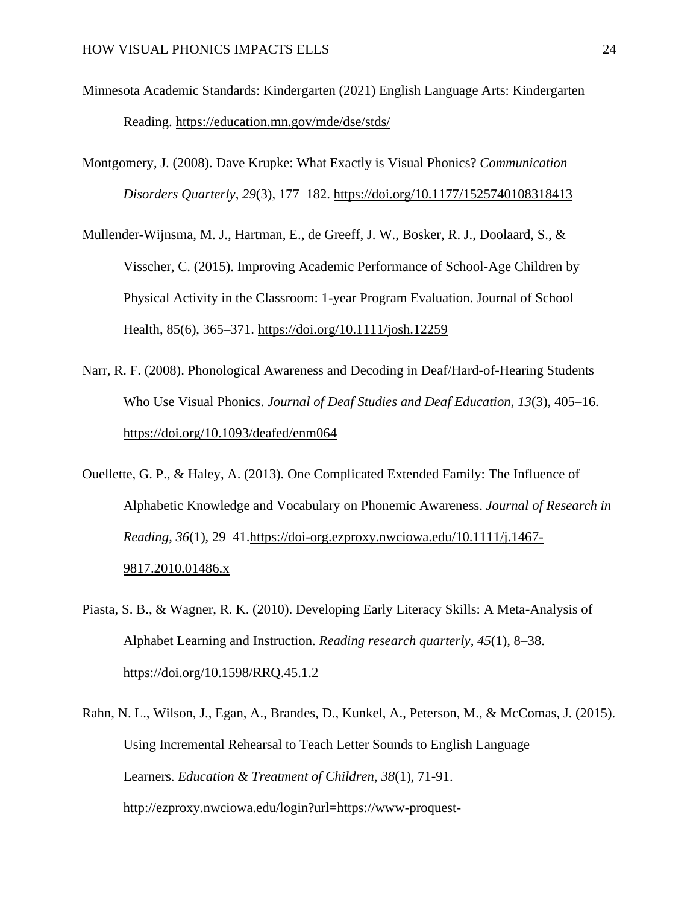Minnesota Academic Standards: Kindergarten (2021) English Language Arts: Kindergarten Reading. https://education.mn.gov/mde/dse/stds/

Montgomery, J. (2008). Dave Krupke: What Exactly is Visual Phonics? *Communication Disorders Quarterly*, *29*(3), 177–182. https://doi.org/10.1177/1525740108318413

Mullender-Wijnsma, M. J., Hartman, E., de Greeff, J. W., Bosker, R. J., Doolaard, S., & Visscher, C. (2015). Improving Academic Performance of School-Age Children by Physical Activity in the Classroom: 1-year Program Evaluation. Journal of School Health, 85(6), 365–371. https://doi.org/10.1111/josh.12259

Narr, R. F. (2008). Phonological Awareness and Decoding in Deaf/Hard-of-Hearing Students Who Use Visual Phonics. *Journal of Deaf Studies and Deaf Education*, *13*(3), 405–16. https://doi.org/10.1093/deafed/enm064

Ouellette, G. P., & Haley, A. (2013). One Complicated Extended Family: The Influence of Alphabetic Knowledge and Vocabulary on Phonemic Awareness. *Journal of Research in Reading*, *36*(1), 29–41.https://doi-org.ezproxy.nwciowa.edu/10.1111/j.1467-9817.2010.01486.x

Piasta, S. B., & Wagner, R. K. (2010). Developing Early Literacy Skills: A Meta-Analysis of Alphabet Learning and Instruction. *Reading research quarterly*, *45*(1), 8–38. https://doi.org/10.1598/RRQ.45.1.2

Rahn, N. L., Wilson, J., Egan, A., Brandes, D., Kunkel, A., Peterson, M., & McComas, J. (2015). Using Incremental Rehearsal to Teach Letter Sounds to English Language Learners. *Education & Treatment of Children, 38*(1), 71-91. http://ezproxy.nwciowa.edu/login?url=https://www-proquest-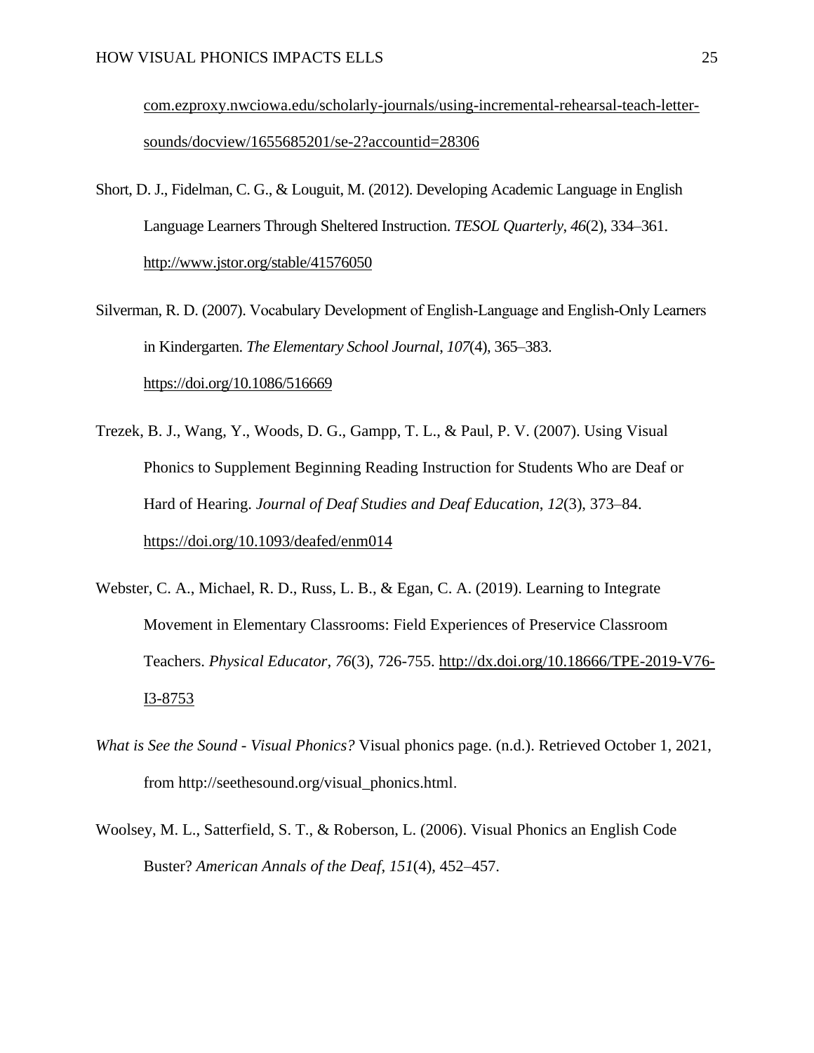com.ezproxy.nwciowa.edu/scholarly-journals/using-incremental-rehearsal-teach-letter-sounds/docview/1655685201/se-2?accountid=28306

Short, D. J., Fidelman, C. G., & Louguit, M. (2012). Developing Academic Language in English Language Learners Through Sheltered Instruction. *TESOL Quarterly*, *46*(2), 334–361. http://www.jstor.org/stable/41576050

Silverman, R. D. (2007). Vocabulary Development of English-Language and English-Only Learners in Kindergarten. *The Elementary School Journal*, *107*(4), 365–383. https://doi.org/10.1086/516669

Trezek, B. J., Wang, Y., Woods, D. G., Gampp, T. L., & Paul, P. V. (2007). Using Visual Phonics to Supplement Beginning Reading Instruction for Students Who are Deaf or Hard of Hearing. *Journal of Deaf Studies and Deaf Education*, *12*(3), 373–84. https://doi.org/10.1093/deafed/enm014

Webster, C. A., Michael, R. D., Russ, L. B., & Egan, C. A. (2019). Learning to Integrate Movement in Elementary Classrooms: Field Experiences of Preservice Classroom Teachers. *Physical Educator, 76*(3), 726-755. http://dx.doi.org/10.18666/TPE-2019-V76-I3-8753

*What is See the Sound - Visual Phonics?* Visual phonics page. (n.d.). Retrieved October 1, 2021, from http://seethesound.org/visual_phonics.html.

Woolsey, M. L., Satterfield, S. T., & Roberson, L. (2006). Visual Phonics an English Code Buster? *American Annals of the Deaf*, *151*(4), 452–457.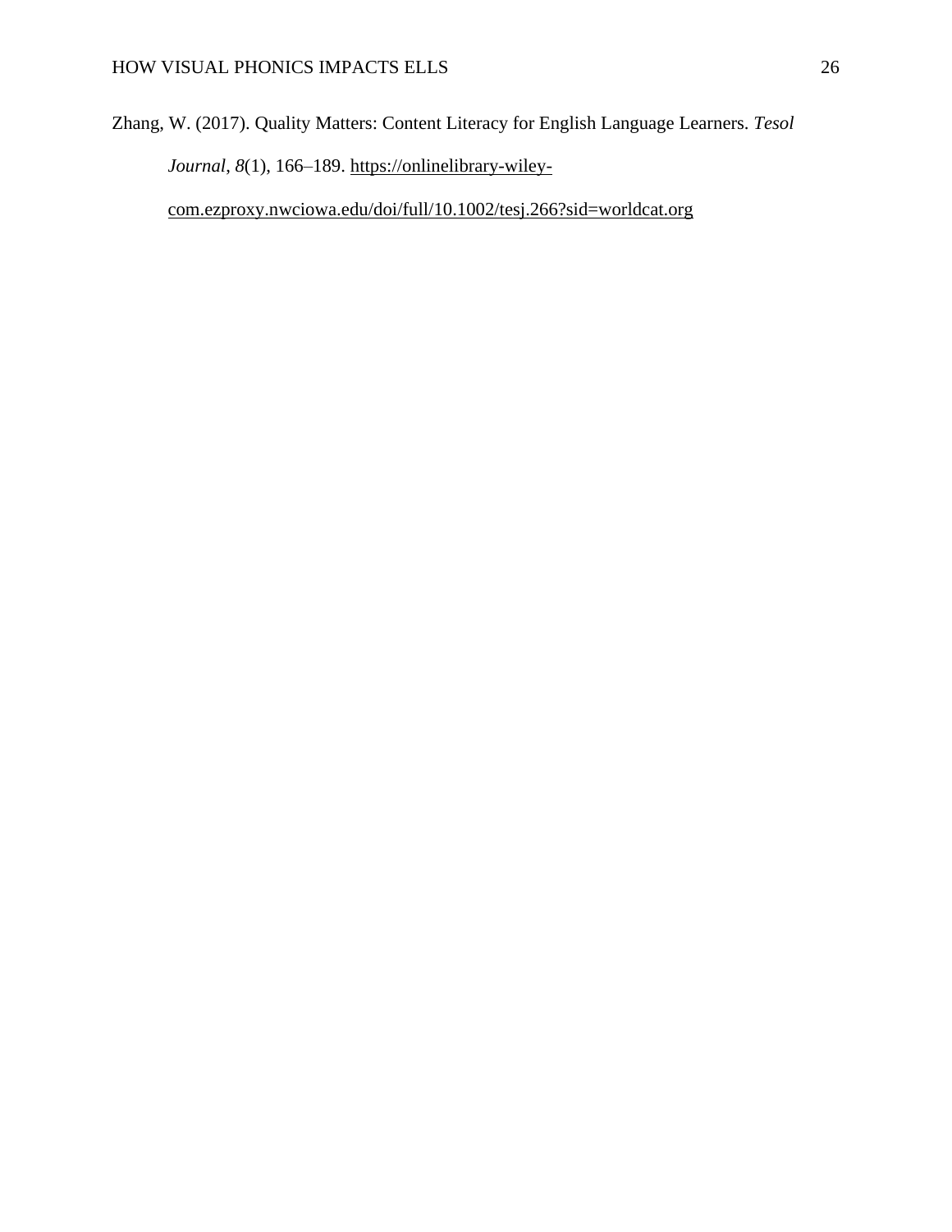Zhang, W. (2017). Quality Matters: Content Literacy for English Language Learners. *Tesol Journal*, *8*(1), 166–189. https://onlinelibrary-wiley-com.ezproxy.nwciowa.edu/doi/full/10.1002/tesj.266?sid=worldcat.org